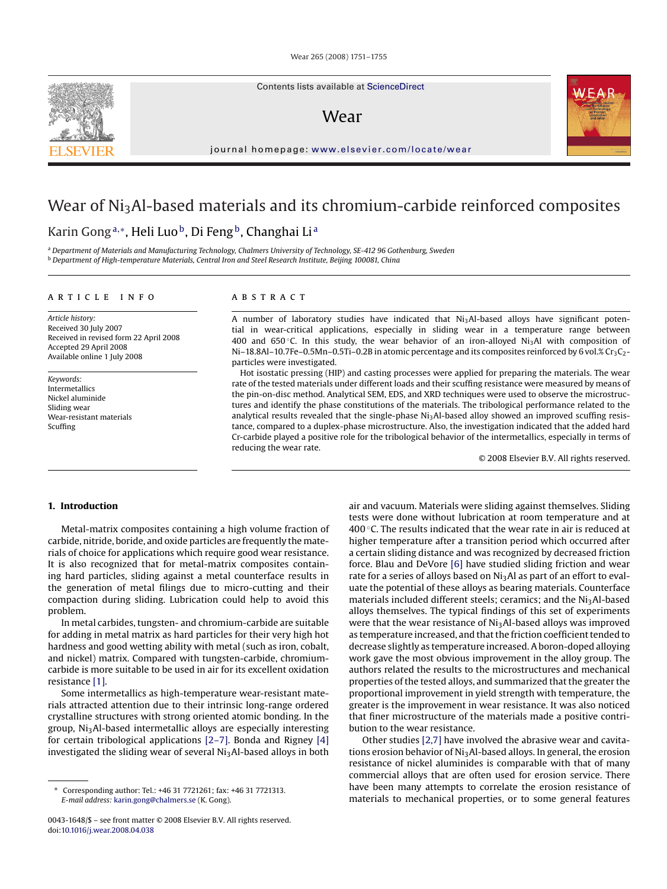# Wear of $Ni_3Al$-based materials and its chromium-carbide reinforced composites

Karin Gong [a,*], Heli Luo [b], Di Feng [b], Changhai Li [a]

[a] Department of Materials and Manufacturing Technology, Chalmers University of Technology, SE-412 96 Gothenburg, Sweden
[b] Department of High-temperature Materials, Central Iron and Steel Research Institute, Beijing 100081, China

## ARTICLE INFO

*Article history:*
Received 30 July 2007
Received in revised form 22 April 2008
Accepted 29 April 2008
Available online 1 July 2008

*Keywords:*
Intermetallics
Nickel aluminide
Sliding wear
Wear-resistant materials
Scuffing

## ABSTRACT

A number of laboratory studies have indicated that $Ni_3Al$-based alloys have significant potential in wear-critical applications, especially in sliding wear in a temperature range between 400 and 650 °C. In this study, the wear behavior of an iron-alloyed $Ni_3Al$ with composition of Ni–18.8Al–10.7Fe–0.5Mn–0.5Ti–0.2B in atomic percentage and its composites reinforced by 6 vol.% $Cr_3C_2$-particles were investigated.

Hot isostatic pressing (HIP) and casting processes were applied for preparing the materials. The wear rate of the tested materials under different loads and their scuffing resistance were measured by means of the pin-on-disc method. Analytical SEM, EDS, and XRD techniques were used to observe the microstructures and identify the phase constitutions of the materials. The tribological performance related to the analytical results revealed that the single-phase $Ni_3Al$-based alloy showed an improved scuffing resistance, compared to a duplex-phase microstructure. Also, the investigation indicated that the added hard Cr-carbide played a positive role for the tribological behavior of the intermetallics, especially in terms of reducing the wear rate.

© 2008 Elsevier B.V. All rights reserved.

## 1. Introduction

Metal-matrix composites containing a high volume fraction of carbide, nitride, boride, and oxide particles are frequently the materials of choice for applications which require good wear resistance. It is also recognized that for metal-matrix composites containing hard particles, sliding against a metal counterface results in the generation of metal filings due to micro-cutting and their compaction during sliding. Lubrication could help to avoid this problem.

In metal carbides, tungsten- and chromium-carbide are suitable for adding in metal matrix as hard particles for their very high hot hardness and good wetting ability with metal (such as iron, cobalt, and nickel) matrix. Compared with tungsten-carbide, chromium-carbide is more suitable to be used in air for its excellent oxidation resistance [1].

Some intermetallics as high-temperature wear-resistant materials attracted attention due to their intrinsic long-range ordered crystalline structures with strong oriented atomic bonding. In the group, $Ni_3Al$-based intermetallic alloys are especially interesting for certain tribological applications [2–7]. Bonda and Rigney [4] investigated the sliding wear of several $Ni_3Al$-based alloys in both air and vacuum. Materials were sliding against themselves. Sliding tests were done without lubrication at room temperature and at 400 °C. The results indicated that the wear rate in air is reduced at higher temperature after a transition period which occurred after a certain sliding distance and was recognized by decreased friction force. Blau and DeVore [6] have studied sliding friction and wear rate for a series of alloys based on $Ni_3Al$ as part of an effort to evaluate the potential of these alloys as bearing materials. Counterface materials included different steels; ceramics; and the $Ni_3Al$-based alloys themselves. The typical findings of this set of experiments were that the wear resistance of $Ni_3Al$-based alloys was improved as temperature increased, and that the friction coefficient tended to decrease slightly as temperature increased. A boron-doped alloying work gave the most obvious improvement in the alloy group. The authors related the results to the microstructures and mechanical properties of the tested alloys, and summarized that the greater the proportional improvement in yield strength with temperature, the greater is the improvement in wear resistance. It was also noticed that finer microstructure of the materials made a positive contribution to the wear resistance.

Other studies [2,7] have involved the abrasive wear and cavitations erosion behavior of $Ni_3Al$-based alloys. In general, the erosion resistance of nickel aluminides is comparable with that of many commercial alloys that are often used for erosion service. There have been many attempts to correlate the erosion resistance of materials to mechanical properties, or to some general features

* Corresponding author: Tel.: +46 31 7721261; fax: +46 31 7721313.
*E-mail address:* karin.gong@chalmers.se (K. Gong).

0043-1648/$ – see front matter © 2008 Elsevier B.V. All rights reserved.
doi:10.1016/j.wear.2008.04.038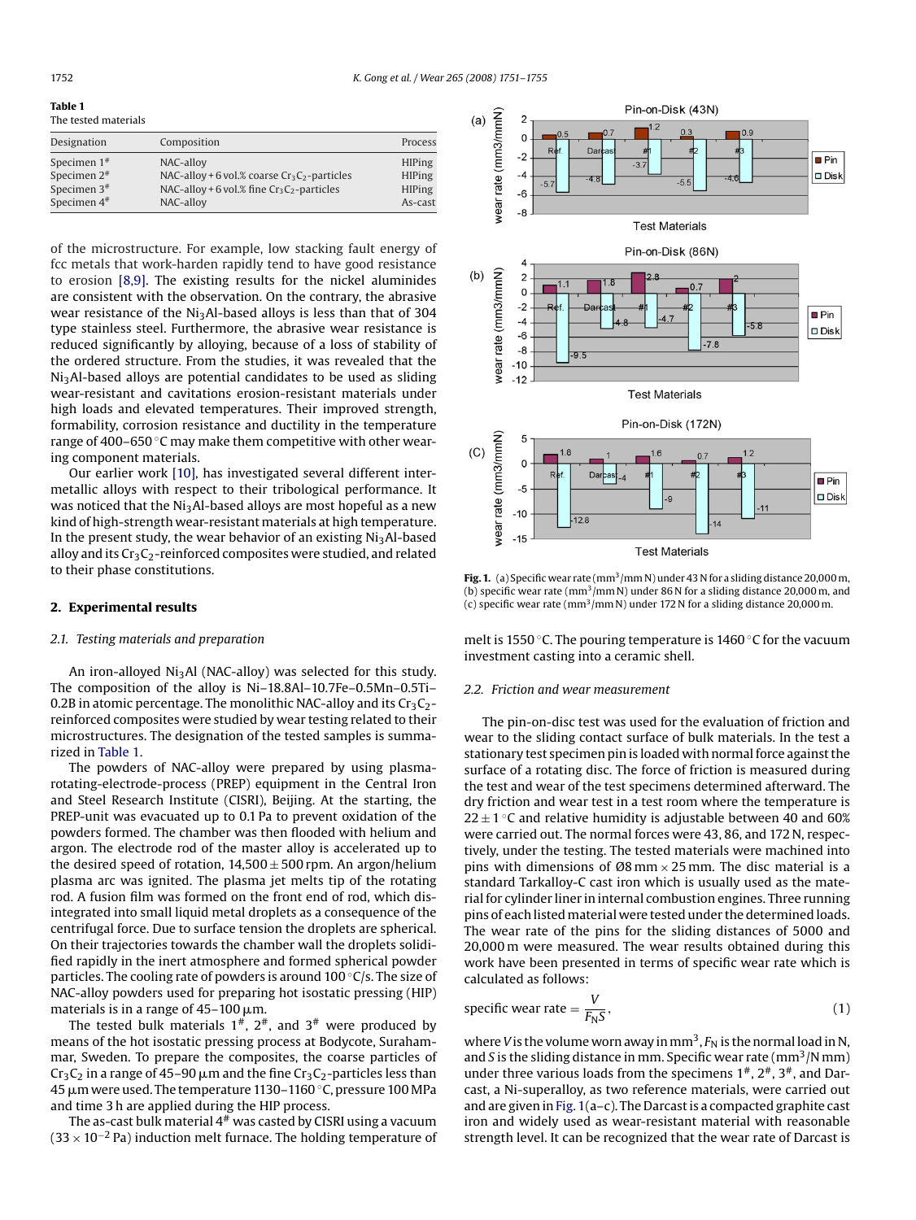**Table 1**
The tested materials

| Designation | Composition | Process |
|---|---|---|
| Specimen 1# | NAC-alloy | HIPing |
| Specimen 2# | NAC-alloy + 6 vol.% coarse $Cr_3C_2$-particles | HIPing |
| Specimen 3# | NAC-alloy + 6 vol.% fine $Cr_3C_2$-particles | HIPing |
| Specimen 4# | NAC-alloy | As-cast |

of the microstructure. For example, low stacking fault energy of fcc metals that work-harden rapidly tend to have good resistance to erosion [8,9]. The existing results for the nickel aluminides are consistent with the observation. On the contrary, the abrasive wear resistance of the $Ni_3Al$-based alloys is less than that of 304 type stainless steel. Furthermore, the abrasive wear resistance is reduced significantly by alloying, because of a loss of stability of the ordered structure. From the studies, it was revealed that the $Ni_3Al$-based alloys are potential candidates to be used as sliding wear-resistant and cavitations erosion-resistant materials under high loads and elevated temperatures. Their improved strength, formability, corrosion resistance and ductility in the temperature range of 400–650 °C may make them competitive with other wearing component materials.

Our earlier work [10], has investigated several different intermetallic alloys with respect to their tribological performance. It was noticed that the $Ni_3Al$-based alloys are most hopeful as a new kind of high-strength wear-resistant materials at high temperature. In the present study, the wear behavior of an existing $Ni_3Al$-based alloy and its $Cr_3C_2$-reinforced composites were studied, and related to their phase constitutions.

## 2. Experimental results

### 2.1. Testing materials and preparation

An iron-alloyed $Ni_3Al$ (NAC-alloy) was selected for this study. The composition of the alloy is Ni–18.8Al–10.7Fe–0.5Mn–0.5Ti–0.2B in atomic percentage. The monolithic NAC-alloy and its $Cr_3C_2$-reinforced composites were studied by wear testing related to their microstructures. The designation of the tested samples is summarized in Table 1.

The powders of NAC-alloy were prepared by using plasma-rotating-electrode-process (PREP) equipment in the Central Iron and Steel Research Institute (CISRI), Beijing. At the starting, the PREP-unit was evacuated up to 0.1 Pa to prevent oxidation of the powders formed. The chamber was then flooded with helium and argon. The electrode rod of the master alloy is accelerated up to the desired speed of rotation, 14,500 ± 500 rpm. An argon/helium plasma arc was ignited. The plasma jet melts tip of the rotating rod. A fusion film was formed on the front end of rod, which disintegrated into small liquid metal droplets as a consequence of the centrifugal force. Due to surface tension the droplets are spherical. On their trajectories towards the chamber wall the droplets solidified rapidly in the inert atmosphere and formed spherical powder particles. The cooling rate of powders is around 100 °C/s. The size of NAC-alloy powders used for preparing hot isostatic pressing (HIP) materials is in a range of 45–100 μm.

The tested bulk materials 1#, 2#, and 3# were produced by means of the hot isostatic pressing process at Bodycote, Surahammar, Sweden. To prepare the composites, the coarse particles of $Cr_3C_2$ in a range of 45–90 μm and the fine $Cr_3C_2$-particles less than 45 μm were used. The temperature 1130–1160 °C, pressure 100 MPa and time 3 h are applied during the HIP process.

The as-cast bulk material 4# was casted by CISRI using a vacuum ($33 \times 10^{-2}$ Pa) induction melt furnace. The holding temperature of melt is 1550 °C. The pouring temperature is 1460 °C for the vacuum investment casting into a ceramic shell.

**Fig. 1.** (a) Specific wear rate ($mm^3$/mm N) under 43 N for a sliding distance 20,000 m, (b) specific wear rate ($mm^3$/mm N) under 86 N for a sliding distance 20,000 m, and (c) specific wear rate ($mm^3$/mm N) under 172 N for a sliding distance 20,000 m.

### 2.2. Friction and wear measurement

The pin-on-disc test was used for the evaluation of friction and wear to the sliding contact surface of bulk materials. In the test a stationary test specimen pin is loaded with normal force against the surface of a rotating disc. The force of friction is measured during the test and wear of the test specimens determined afterward. The dry friction and wear test in a test room where the temperature is 22 ± 1 °C and relative humidity is adjustable between 40 and 60% were carried out. The normal forces were 43, 86, and 172 N, respectively, under the testing. The tested materials were machined into pins with dimensions of Ø8 mm × 25 mm. The disc material is a standard Tarkalloy-C cast iron which is usually used as the material for cylinder liner in internal combustion engines. Three running pins of each listed material were tested under the determined loads. The wear rate of the pins for the sliding distances of 5000 and 20,000 m were measured. The wear results obtained during this work have been presented in terms of specific wear rate which is calculated as follows:

$$\text{specific wear rate} = \frac{V}{F_N S}, \tag{1}$$

where $V$ is the volume worn away in $mm^3$, $F_N$ is the normal load in N, and $S$ is the sliding distance in mm. Specific wear rate ($mm^3$/N mm) under three various loads from the specimens 1#, 2#, 3#, and Darcast, a Ni-superalloy, as two reference materials, were carried out and are given in Fig. 1(a–c). The Darcast is a compacted graphite cast iron and widely used as wear-resistant material with reasonable strength level. It can be recognized that the wear rate of Darcast is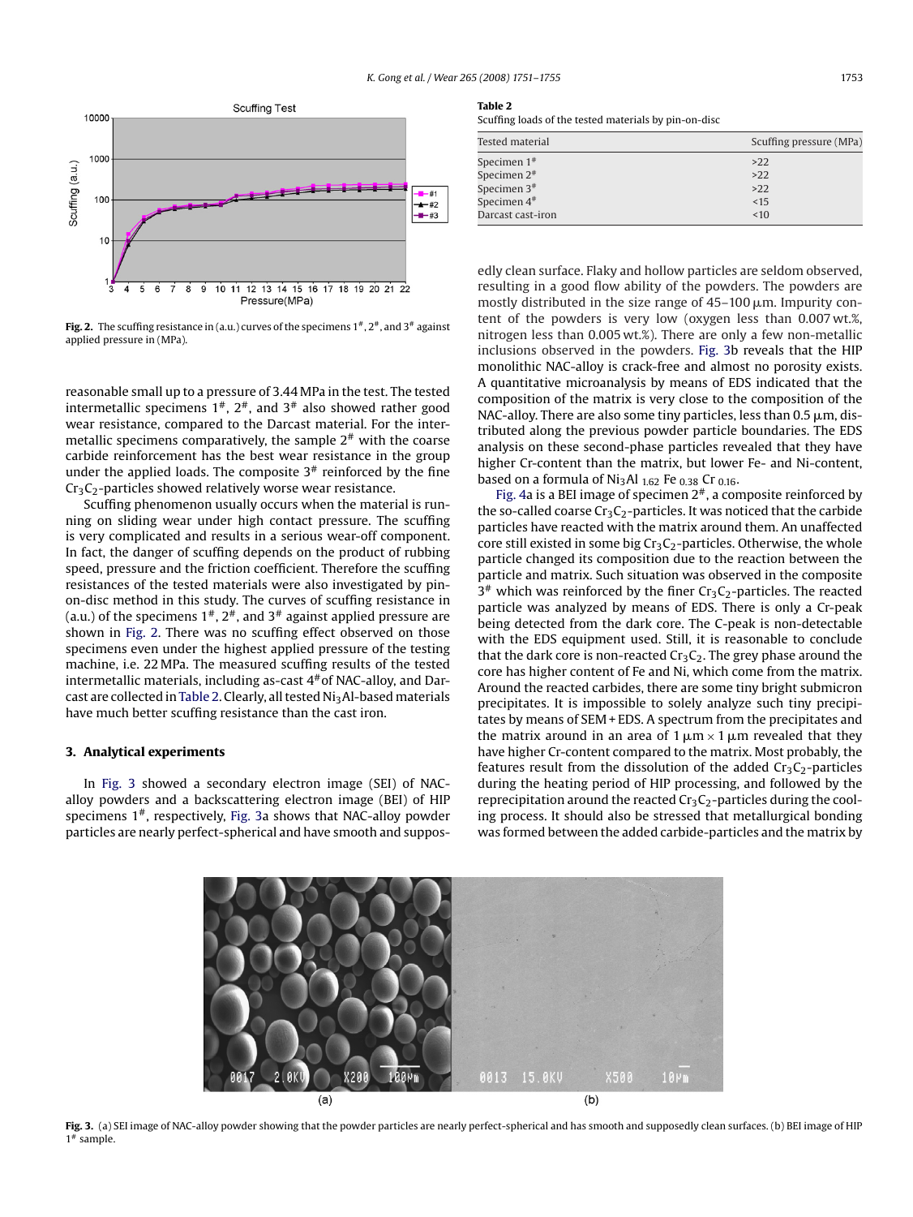Fig. 2. The scuffing resistance in (a.u.) curves of the specimens 1#, 2#, and 3# against applied pressure in (MPa).

reasonable small up to a pressure of 3.44 MPa in the test. The tested intermetallic specimens 1#, 2#, and 3# also showed rather good wear resistance, compared to the Darcast material. For the intermetallic specimens comparatively, the sample 2# with the coarse carbide reinforcement has the best wear resistance in the group under the applied loads. The composite 3# reinforced by the fine $Cr_3C_2$-particles showed relatively worse wear resistance.

Scuffing phenomenon usually occurs when the material is running on sliding wear under high contact pressure. The scuffing is very complicated and results in a serious wear-off component. In fact, the danger of scuffing depends on the product of rubbing speed, pressure and the friction coefficient. Therefore the scuffing resistances of the tested materials were also investigated by pin-on-disc method in this study. The curves of scuffing resistance in (a.u.) of the specimens 1#, 2#, and 3# against applied pressure are shown in Fig. 2. There was no scuffing effect observed on those specimens even under the highest applied pressure of the testing machine, i.e. 22 MPa. The measured scuffing results of the tested intermetallic materials, including as-cast 4# of NAC-alloy, and Darcast are collected in Table 2. Clearly, all tested $Ni_3Al$-based materials have much better scuffing resistance than the cast iron.

## 3. Analytical experiments

In Fig. 3 showed a secondary electron image (SEI) of NAC-alloy powders and a backscattering electron image (BEI) of HIP specimens 1#, respectively, Fig. 3a shows that NAC-alloy powder particles are nearly perfect-spherical and have smooth and supposedly clean surface. Flaky and hollow particles are seldom observed, resulting in a good flow ability of the powders. The powders are mostly distributed in the size range of 45–100 μm. Impurity content of the powders is very low (oxygen less than 0.007 wt.%, nitrogen less than 0.005 wt.%). There are only a few non-metallic inclusions observed in the powders. Fig. 3b reveals that the HIP monolithic NAC-alloy is crack-free and almost no porosity exists. A quantitative microanalysis by means of EDS indicated that the composition of the matrix is very close to the composition of the NAC-alloy. There are also some tiny particles, less than 0.5 μm, distributed along the previous powder particle boundaries. The EDS analysis on these second-phase particles revealed that they have higher Cr-content than the matrix, but lower Fe- and Ni-content, based on a formula of $Ni_3Al_{1.62}Fe_{0.38}Cr_{0.16}$.

Fig. 4a is a BEI image of specimen 2#, a composite reinforced by the so-called coarse $Cr_3C_2$-particles. It was noticed that the carbide particles have reacted with the matrix around them. An unaffected core still existed in some big $Cr_3C_2$-particles. Otherwise, the whole particle changed its composition due to the reaction between the particle and matrix. Such situation was observed in the composite 3# which was reinforced by the finer $Cr_3C_2$-particles. The reacted particle was analyzed by means of EDS. There is only a Cr-peak being detected from the dark core. The C-peak is non-detectable with the EDS equipment used. Still, it is reasonable to conclude that the dark core is non-reacted $Cr_3C_2$. The grey phase around the core has higher content of Fe and Ni, which come from the matrix. Around the reacted carbides, there are some tiny bright submicron precipitates. It is impossible to solely analyze such tiny precipitates by means of SEM + EDS. A spectrum from the precipitates and the matrix around in an area of 1 μm × 1 μm revealed that they have higher Cr-content compared to the matrix. Most probably, the features result from the dissolution of the added $Cr_3C_2$-particles during the heating period of HIP processing, and followed by the reprecipitation around the reacted $Cr_3C_2$-particles during the cooling process. It should also be stressed that metallurgical bonding was formed between the added carbide-particles and the matrix by

**Table 2**
Scuffing loads of the tested materials by pin-on-disc

| Tested material | Scuffing pressure (MPa) |
|---|---|
| Specimen 1# | >22 |
| Specimen 2# | >22 |
| Specimen 3# | >22 |
| Specimen 4# | <15 |
| Darcast cast-iron | <10 |

**Fig. 3.** (a) SEI image of NAC-alloy powder showing that the powder particles are nearly perfect-spherical and has smooth and supposedly clean surfaces. (b) BEI image of HIP 1# sample.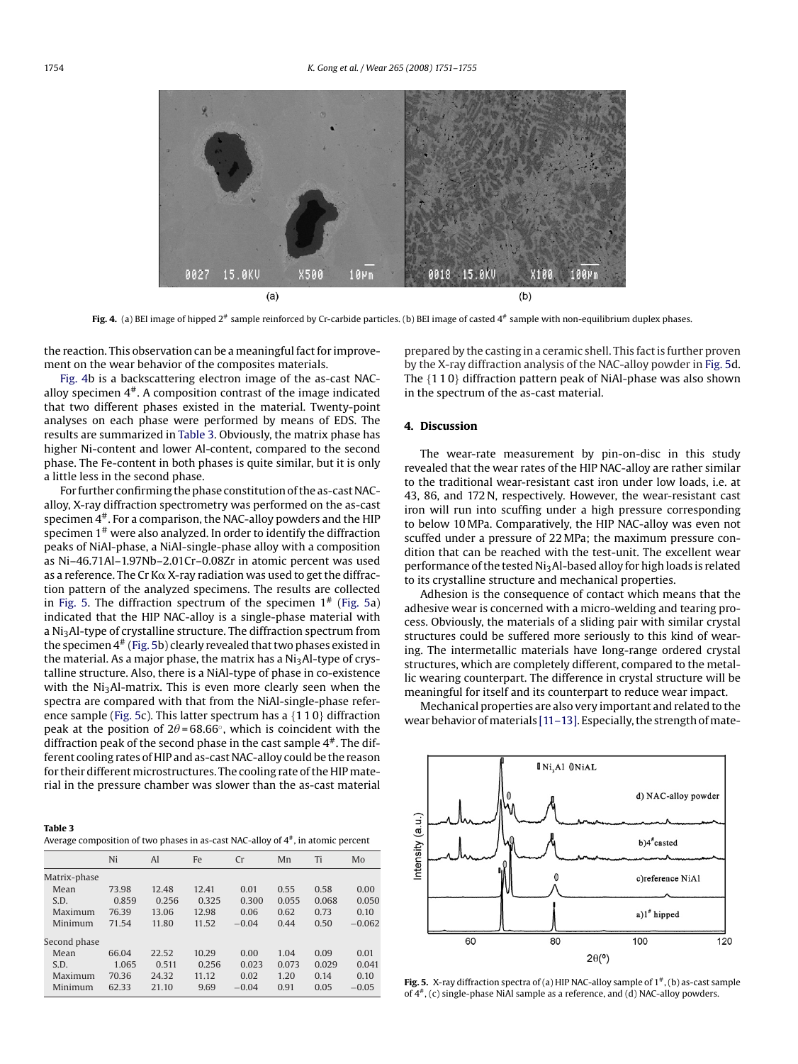**Fig. 4.** (a) BEI image of hipped 2# sample reinforced by Cr-carbide particles. (b) BEI image of casted 4# sample with non-equilibrium duplex phases.

the reaction. This observation can be a meaningful fact for improvement on the wear behavior of the composites materials.

Fig. 4b is a backscattering electron image of the as-cast NAC-alloy specimen 4#. A composition contrast of the image indicated that two different phases existed in the material. Twenty-point analyses on each phase were performed by means of EDS. The results are summarized in Table 3. Obviously, the matrix phase has higher Ni-content and lower Al-content, compared to the second phase. The Fe-content in both phases is quite similar, but it is only a little less in the second phase.

For further confirming the phase constitution of the as-cast NAC-alloy, X-ray diffraction spectrometry was performed on the as-cast specimen 4#. For a comparison, the NAC-alloy powders and the HIP specimen 1# were also analyzed. In order to identify the diffraction peaks of NiAl-phase, a NiAl-single-phase alloy with a composition as Ni–46.71Al–1.97Nb–2.01Cr–0.08Zr in atomic percent was used as a reference. The Cr Kα X-ray radiation was used to get the diffraction pattern of the analyzed specimens. The results are collected in Fig. 5. The diffraction spectrum of the specimen 1# (Fig. 5a) indicated that the HIP NAC-alloy is a single-phase material with a $Ni_3Al$-type of crystalline structure. The diffraction spectrum from the specimen 4# (Fig. 5b) clearly revealed that two phases existed in the material. As a major phase, the matrix has a $Ni_3Al$-type of crystalline structure. Also, there is a NiAl-type of phase in co-existence with the $Ni_3Al$-matrix. This is even more clearly seen when the spectra are compared with that from the NiAl-single-phase reference sample (Fig. 5c). This latter spectrum has a {1 1 0} diffraction peak at the position of $2\theta = 68.66^{\circ}$, which is coincident with the diffraction peak of the second phase in the cast sample 4#. The different cooling rates of HIP and as-cast NAC-alloy could be the reason for their different microstructures. The cooling rate of the HIP material in the pressure chamber was slower than the as-cast material prepared by the casting in a ceramic shell. This fact is further proven by the X-ray diffraction analysis of the NAC-alloy powder in Fig. 5d. The {1 1 0} diffraction pattern peak of NiAl-phase was also shown in the spectrum of the as-cast material.

**Table 3**
Average composition of two phases in as-cast NAC-alloy of 4#, in atomic percent

| | Ni | Al | Fe | Cr | Mn | Ti | Mo |
|---|---|---|---|---|---|---|---|
| Matrix-phase | | | | | | | |
| Mean | 73.98 | 12.48 | 12.41 | 0.01 | 0.55 | 0.58 | 0.00 |
| S.D. | 0.859 | 0.256 | 0.325 | 0.300 | 0.055 | 0.068 | 0.050 |
| Maximum | 76.39 | 13.06 | 12.98 | 0.06 | 0.62 | 0.73 | 0.10 |
| Minimum | 71.54 | 11.80 | 11.52 | −0.04 | 0.44 | 0.50 | −0.062 |
| Second phase | | | | | | | |
| Mean | 66.04 | 22.52 | 10.29 | 0.00 | 1.04 | 0.09 | 0.01 |
| S.D. | 1.065 | 0.511 | 0.256 | 0.023 | 0.073 | 0.029 | 0.041 |
| Maximum | 70.36 | 24.32 | 11.12 | 0.02 | 1.20 | 0.14 | 0.10 |
| Minimum | 62.33 | 21.10 | 9.69 | −0.04 | 0.91 | 0.05 | −0.05 |

## 4. Discussion

The wear-rate measurement by pin-on-disc in this study revealed that the wear rates of the HIP NAC-alloy are rather similar to the traditional wear-resistant cast iron under low loads, i.e. at 43, 86, and 172 N, respectively. However, the wear-resistant cast iron will run into scuffing under a high pressure corresponding to below 10 MPa. Comparatively, the HIP NAC-alloy was even not scuffed under a pressure of 22 MPa; the maximum pressure condition that can be reached with the test-unit. The excellent wear performance of the tested $Ni_3Al$-based alloy for high loads is related to its crystalline structure and mechanical properties.

Adhesion is the consequence of contact which means that the adhesive wear is concerned with a micro-welding and tearing process. Obviously, the materials of a sliding pair with similar crystal structures could be suffered more seriously to this kind of wearing. The intermetallic materials have long-range ordered crystal structures, which are completely different, compared to the metallic wearing counterpart. The difference in crystal structure will be meaningful for itself and its counterpart to reduce wear impact.

Mechanical properties are also very important and related to the wear behavior of materials [11–13]. Especially, the strength of mate-

**Fig. 5.** X-ray diffraction spectra of (a) HIP NAC-alloy sample of 1#, (b) as-cast sample of 4#, (c) single-phase NiAl sample as a reference, and (d) NAC-alloy powders.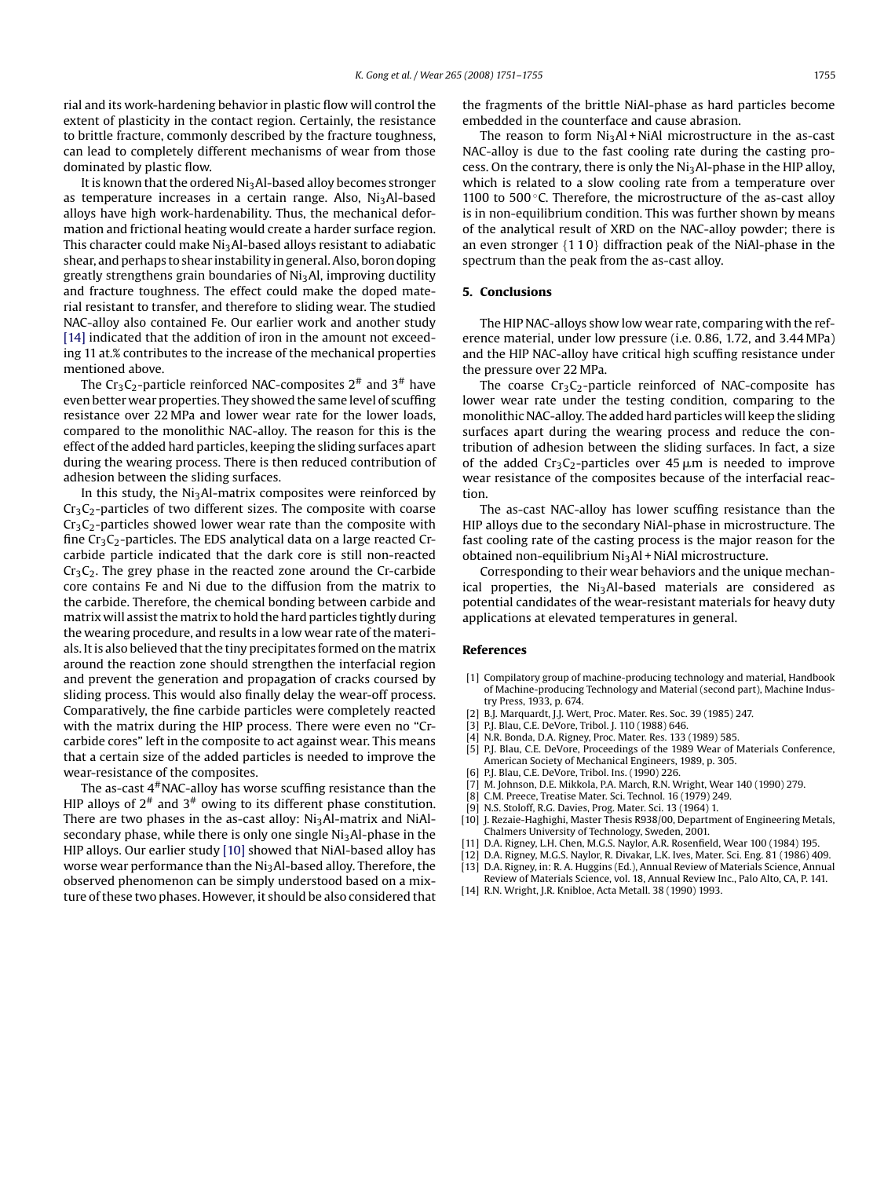rial and its work-hardening behavior in plastic flow will control the extent of plasticity in the contact region. Certainly, the resistance to brittle fracture, commonly described by the fracture toughness, can lead to completely different mechanisms of wear from those dominated by plastic flow.

It is known that the ordered $Ni_3Al$-based alloy becomes stronger as temperature increases in a certain range. Also, $Ni_3Al$-based alloys have high work-hardenability. Thus, the mechanical deformation and frictional heating would create a harder surface region. This character could make $Ni_3Al$-based alloys resistant to adiabatic shear, and perhaps to shear instability in general. Also, boron doping greatly strengthens grain boundaries of $Ni_3Al$, improving ductility and fracture toughness. The effect could make the doped material resistant to transfer, and therefore to sliding wear. The studied NAC-alloy also contained Fe. Our earlier work and another study [14] indicated that the addition of iron in the amount not exceeding 11 at.% contributes to the increase of the mechanical properties mentioned above.

The $Cr_3C_2$-particle reinforced NAC-composites 2# and 3# have even better wear properties. They showed the same level of scuffing resistance over 22 MPa and lower wear rate for the lower loads, compared to the monolithic NAC-alloy. The reason for this is the effect of the added hard particles, keeping the sliding surfaces apart during the wearing process. There is then reduced contribution of adhesion between the sliding surfaces.

In this study, the $Ni_3Al$-matrix composites were reinforced by $Cr_3C_2$-particles of two different sizes. The composite with coarse $Cr_3C_2$-particles showed lower wear rate than the composite with fine $Cr_3C_2$-particles. The EDS analytical data on a large reacted Cr-carbide particle indicated that the dark core is still non-reacted $Cr_3C_2$. The grey phase in the reacted zone around the Cr-carbide core contains Fe and Ni due to the diffusion from the matrix to the carbide. Therefore, the chemical bonding between carbide and matrix will assist the matrix to hold the hard particles tightly during the wearing procedure, and results in a low wear rate of the materials. It is also believed that the tiny precipitates formed on the matrix around the reaction zone should strengthen the interfacial region and prevent the generation and propagation of cracks coursed by sliding process. This would also finally delay the wear-off process. Comparatively, the fine carbide particles were completely reacted with the matrix during the HIP process. There were even no "Cr-carbide cores" left in the composite to act against wear. This means that a certain size of the added particles is needed to improve the wear-resistance of the composites.

The as-cast 4#NAC-alloy has worse scuffing resistance than the HIP alloys of 2# and 3# owing to its different phase constitution. There are two phases in the as-cast alloy: $Ni_3Al$-matrix and NiAl-secondary phase, while there is only one single $Ni_3Al$-phase in the HIP alloys. Our earlier study [10] showed that NiAl-based alloy has worse wear performance than the $Ni_3Al$-based alloy. Therefore, the observed phenomenon can be simply understood based on a mixture of these two phases. However, it should be also considered that the fragments of the brittle NiAl-phase as hard particles become embedded in the counterface and cause abrasion.

The reason to form $Ni_3Al$ + NiAl microstructure in the as-cast NAC-alloy is due to the fast cooling rate during the casting process. On the contrary, there is only the $Ni_3Al$-phase in the HIP alloy, which is related to a slow cooling rate from a temperature over 1100 to 500 °C. Therefore, the microstructure of the as-cast alloy is in non-equilibrium condition. This was further shown by means of the analytical result of XRD on the NAC-alloy powder; there is an even stronger {1 1 0} diffraction peak of the NiAl-phase in the spectrum than the peak from the as-cast alloy.

## 5. Conclusions

The HIP NAC-alloys show low wear rate, comparing with the reference material, under low pressure (i.e. 0.86, 1.72, and 3.44 MPa) and the HIP NAC-alloy have critical high scuffing resistance under the pressure over 22 MPa.

The coarse $Cr_3C_2$-particle reinforced of NAC-composite has lower wear rate under the testing condition, comparing to the monolithic NAC-alloy. The added hard particles will keep the sliding surfaces apart during the wearing process and reduce the contribution of adhesion between the sliding surfaces. In fact, a size of the added $Cr_3C_2$-particles over 45 μm is needed to improve wear resistance of the composites because of the interfacial reaction.

The as-cast NAC-alloy has lower scuffing resistance than the HIP alloys due to the secondary NiAl-phase in microstructure. The fast cooling rate of the casting process is the major reason for the obtained non-equilibrium $Ni_3Al$ + NiAl microstructure.

Corresponding to their wear behaviors and the unique mechanical properties, the $Ni_3Al$-based materials are considered as potential candidates of the wear-resistant materials for heavy duty applications at elevated temperatures in general.

## References

[1] Compilatory group of machine-producing technology and material, Handbook of Machine-producing Technology and Material (second part), Machine Industry Press, 1933, p. 674.
[2] B.J. Marquardt, J.J. Wert, Proc. Mater. Res. Soc. 39 (1985) 247.
[3] P.J. Blau, C.E. DeVore, Tribol. J. 110 (1988) 646.
[4] N.R. Bonda, D.A. Rigney, Proc. Mater. Res. 133 (1989) 585.
[5] P.J. Blau, C.E. DeVore, Proceedings of the 1989 Wear of Materials Conference, American Society of Mechanical Engineers, 1989, p. 305.
[6] P.J. Blau, C.E. DeVore, Tribol. Ins. (1990) 226.
[7] M. Johnson, D.E. Mikkola, P.A. March, R.N. Wright, Wear 140 (1990) 279.
[8] C.M. Preece, Treatise Mater. Sci. Technol. 16 (1979) 249.
[9] N.S. Stoloff, R.G. Davies, Prog. Mater. Sci. 13 (1964) 1.
[10] J. Rezaie-Haghighi, Master Thesis R938/00, Department of Engineering Metals, Chalmers University of Technology, Sweden, 2001.
[11] D.A. Rigney, L.H. Chen, M.G.S. Naylor, A.R. Rosenfield, Wear 100 (1984) 195.
[12] D.A. Rigney, M.G.S. Naylor, R. Divakar, L.K. Ives, Mater. Sci. Eng. 81 (1986) 409.
[13] D.A. Rigney, in: R. A. Huggins (Ed.), Annual Review of Materials Science, Annual Review of Materials Science, vol. 18, Annual Review Inc., Palo Alto, CA, P. 141.
[14] R.N. Wright, J.R. Knibloe, Acta Metall. 38 (1990) 1993.